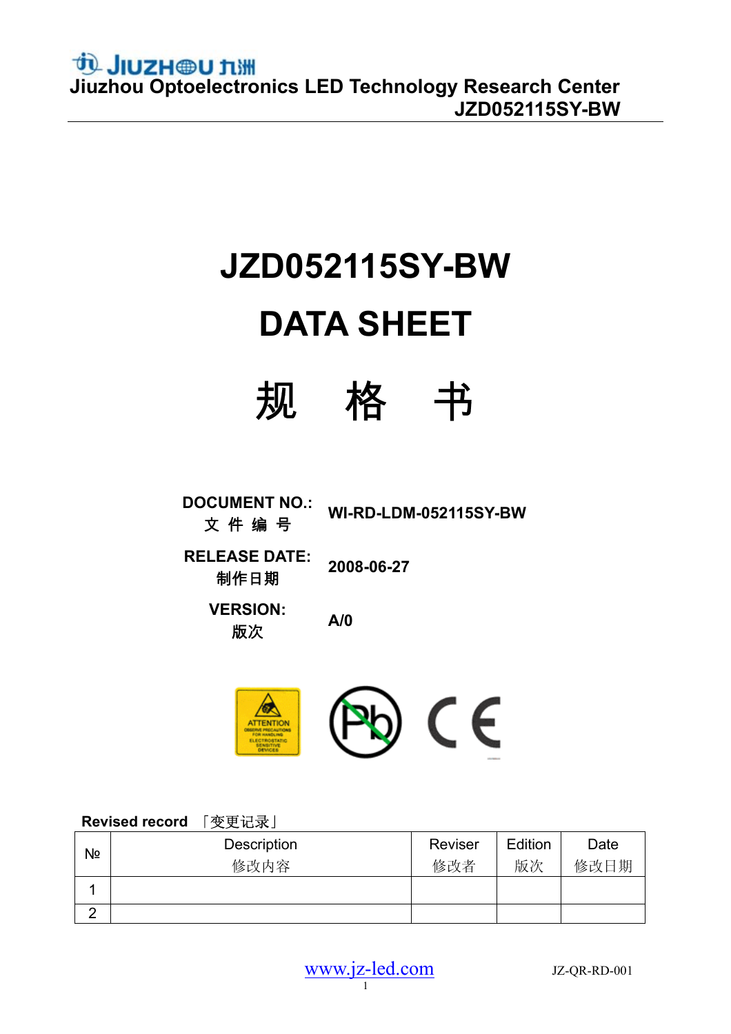# JZD052115SY-BW

# DATA SHEET

# 规 格 书

**DOCUMENT NO.:** 文 件 编 号 — **WI-RD-LDM-052115SY-BW**

**RELEASE DATE:** 制作日期 — **2008-06-27**

**VERSION:** 版次 — **A/0**

**Revised record** 「变更记录」

| № | Description<br>修改内容 | Reviser<br>修改者 | Edition<br>版次 | Date<br>修改日期 |
|---|---|---|---|---|
| 1 | | | | |
| 2 | | | | |

www.jz-led.com JZ-QR-RD-001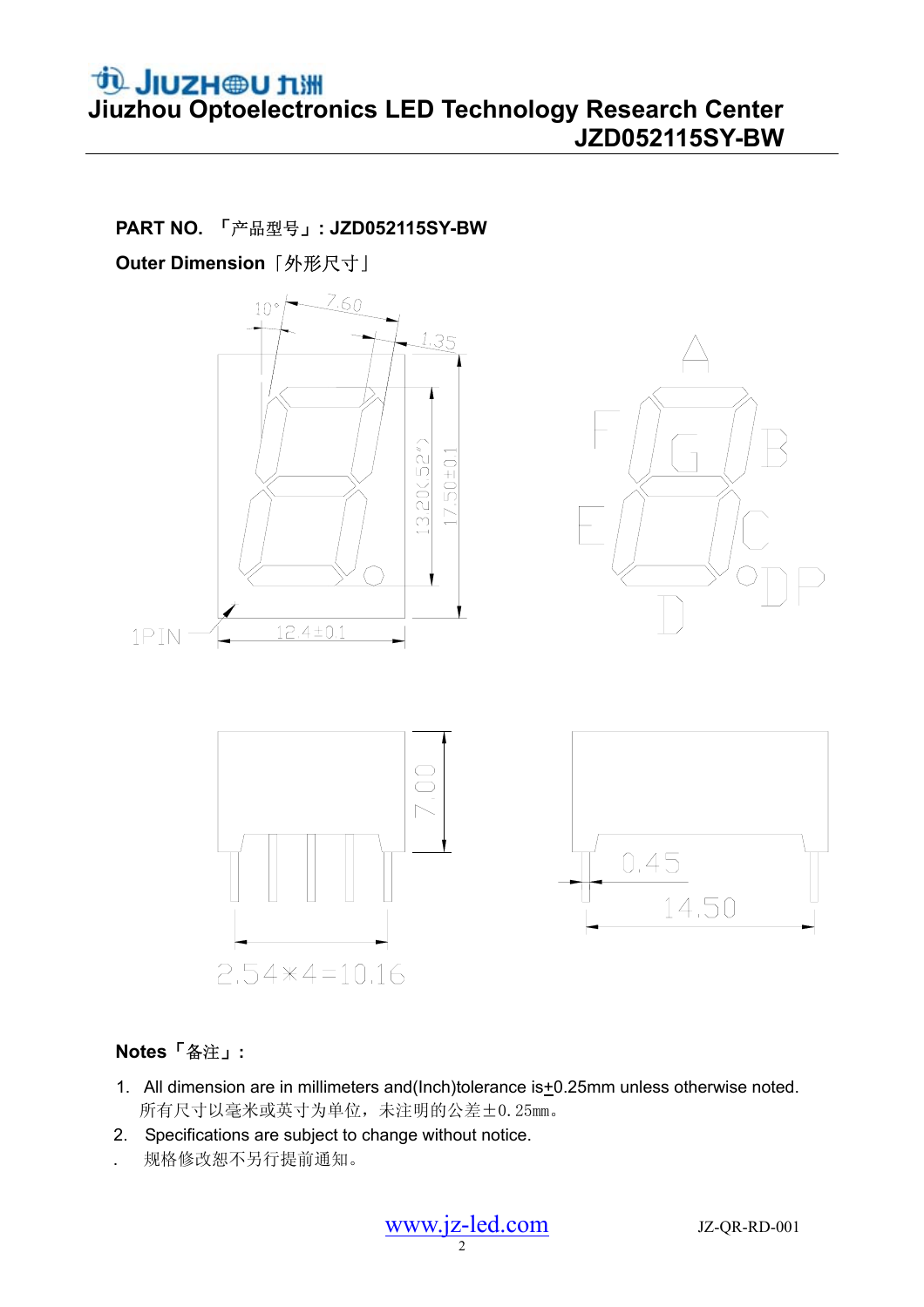**PART NO. 「产品型号」: JZD052115SY-BW**

**Outer Dimension「外形尺寸」**

**Notes「备注」:**

1. All dimension are in millimeters and(Inch)tolerance is±0.25mm unless otherwise noted.
   所有尺寸以毫米或英寸为单位，未注明的公差±0.25mm。
2. Specifications are subject to change without notice.
   规格修改恕不另行提前通知。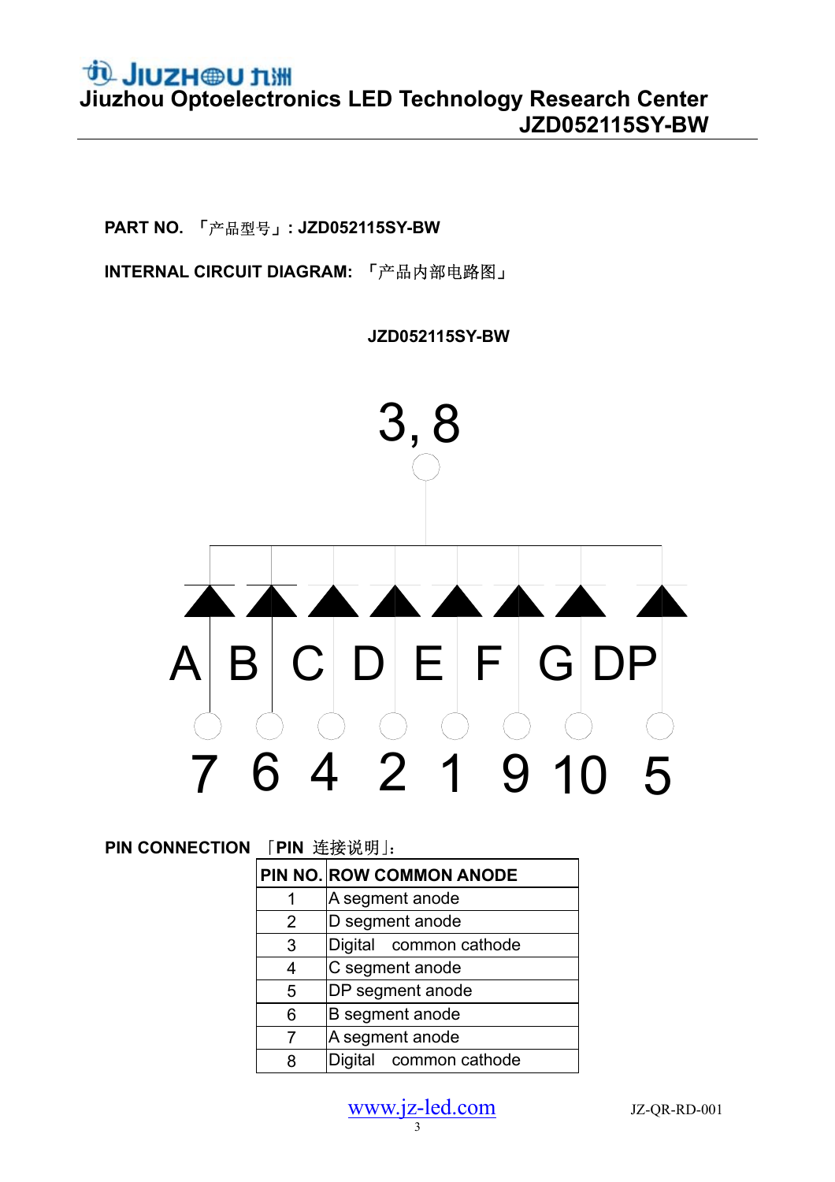**PART NO.** 「产品型号」**: JZD052115SY-BW**

**INTERNAL CIRCUIT DIAGRAM:** 「产品内部电路图」

**JZD052115SY-BW**

3, 8

A B C D E F G DP

7 6 4 2 1 9 10 5

**PIN CONNECTION** 「**PIN** 连接说明」:

| PIN NO. | ROW COMMON ANODE |
|---|---|
| 1 | A segment anode |
| 2 | D segment anode |
| 3 | Digital common cathode |
| 4 | C segment anode |
| 5 | DP segment anode |
| 6 | B segment anode |
| 7 | A segment anode |
| 8 | Digital common cathode |

www.jz-led.com

JZ-QR-RD-001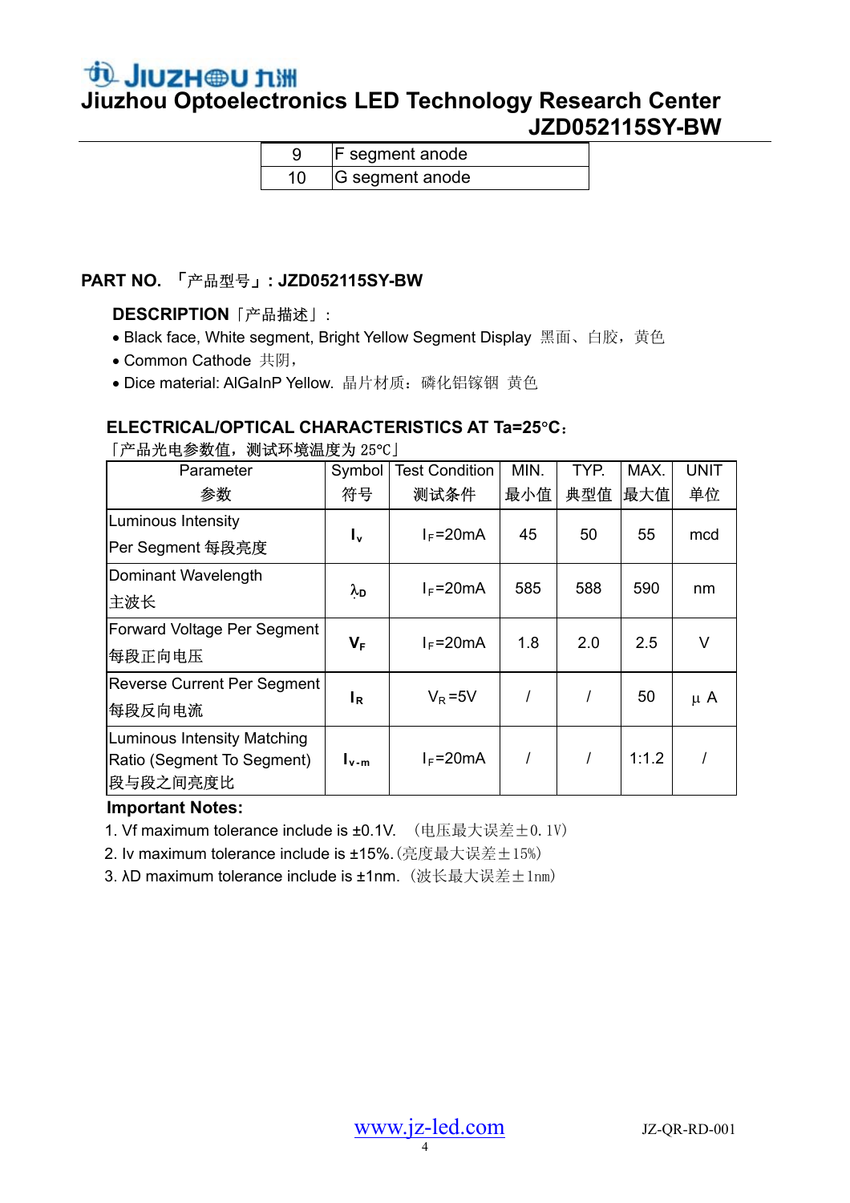| 9 | F segment anode |
|---|---|
| 10 | G segment anode |

**PART NO. 「产品型号」: JZD052115SY-BW**

**DESCRIPTION**「产品描述」：

- Black face, White segment, Bright Yellow Segment Display 黑面、白胶，黄色
- Common Cathode 共阴，
- Dice material: AlGaInP Yellow. 晶片材质：磷化铝镓铟 黄色

**ELECTRICAL/OPTICAL CHARACTERISTICS AT Ta=25°C：**

「产品光电参数值，测试环境温度为 25℃」

| Parameter 参数 | Symbol 符号 | Test Condition 测试条件 | MIN. 最小值 | TYP. 典型值 | MAX. 最大值 | UNIT 单位 |
|---|---|---|---|---|---|---|
| Luminous Intensity Per Segment 每段亮度 | $I_v$ | $I_F$=20mA | 45 | 50 | 55 | mcd |
| Dominant Wavelength 主波长 | $\lambda_D$ | $I_F$=20mA | 585 | 588 | 590 | nm |
| Forward Voltage Per Segment 每段正向电压 | $V_F$ | $I_F$=20mA | 1.8 | 2.0 | 2.5 | V |
| Reverse Current Per Segment 每段反向电流 | $I_R$ | $V_R$=5V | / | / | 50 | μ A |
| Luminous Intensity Matching Ratio (Segment To Segment) 段与段之间亮度比 | $I_{v\text{-}m}$ | $I_F$=20mA | / | / | 1:1.2 | / |

**Important Notes:**

1. Vf maximum tolerance include is ±0.1V. （电压最大误差±0. 1V）
2. Iv maximum tolerance include is ±15%.(亮度最大误差±15%)
3. λD maximum tolerance include is ±1nm. （波长最大误差±1nm）

www.jz-led.com

JZ-QR-RD-001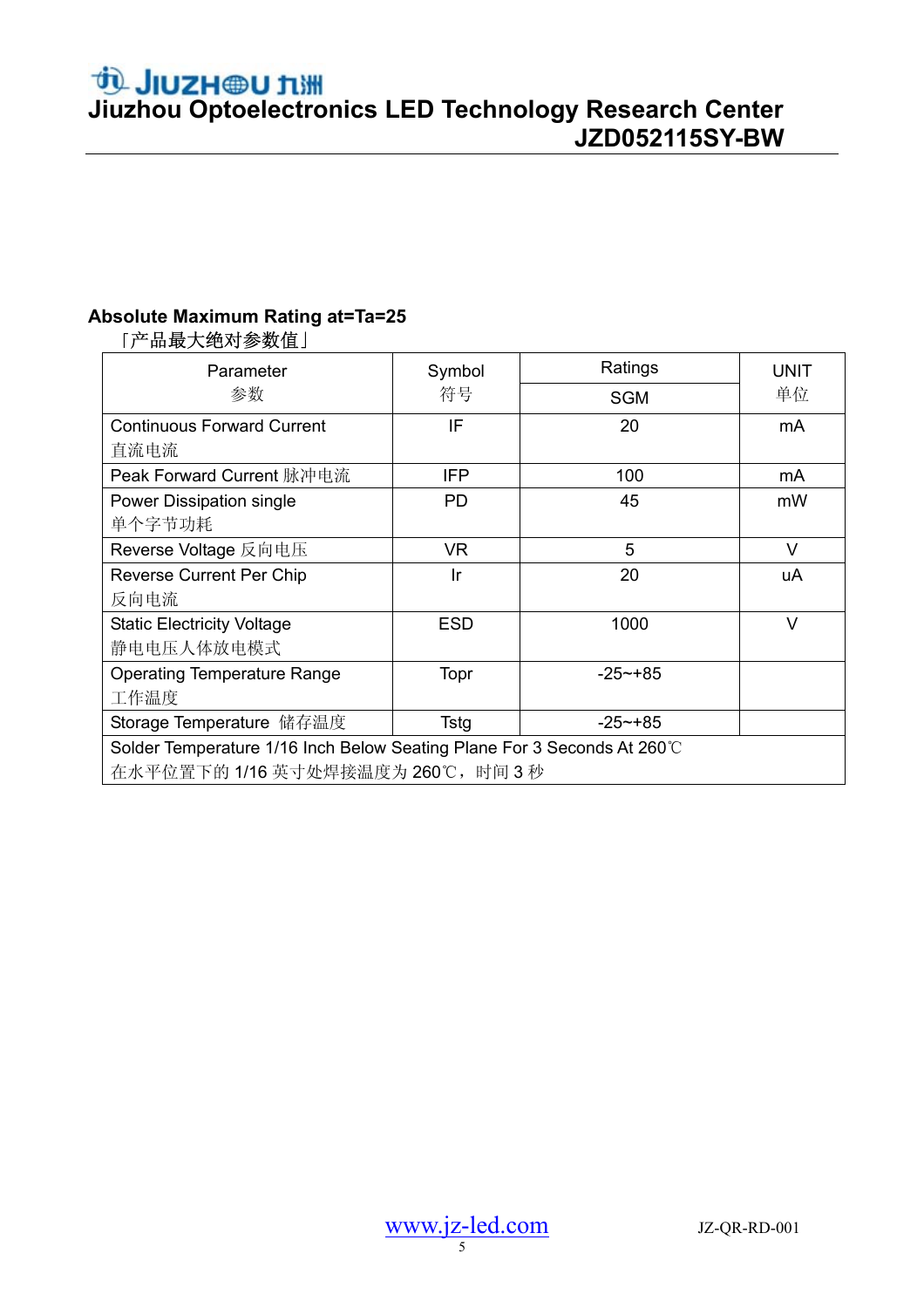**Absolute Maximum Rating at=Ta=25**

「产品最大绝对参数值」

| Parameter<br>参数 | Symbol<br>符号 | Ratings<br>SGM | UNIT<br>单位 |
|---|---|---|---|
| Continuous Forward Current<br>直流电流 | IF | 20 | mA |
| Peak Forward Current 脉冲电流 | IFP | 100 | mA |
| Power Dissipation single<br>单个字节功耗 | PD | 45 | mW |
| Reverse Voltage 反向电压 | VR | 5 | V |
| Reverse Current Per Chip<br>反向电流 | Ir | 20 | uA |
| Static Electricity Voltage<br>静电电压人体放电模式 | ESD | 1000 | V |
| Operating Temperature Range<br>工作温度 | Topr | -25~+85 | |
| Storage Temperature 储存温度 | Tstg | -25~+85 | |
| Solder Temperature 1/16 Inch Below Seating Plane For 3 Seconds At 260℃<br>在水平位置下的 1/16 英寸处焊接温度为 260℃，时间 3 秒 | | | |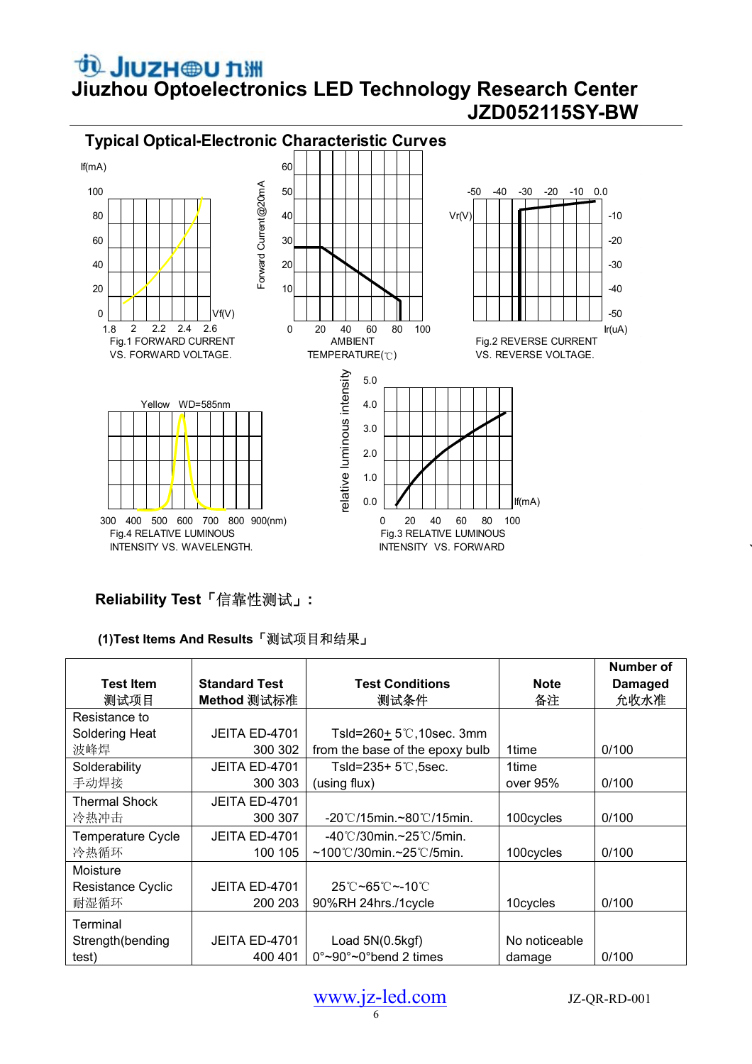## Typical Optical-Electronic Characteristic Curves

If(mA)

Fig.1 FORWARD CURRENT VS. FORWARD VOLTAGE.

Forward Current@20mA

AMBIENT TEMPERATURE(℃)

Fig.2 REVERSE CURRENT VS. REVERSE VOLTAGE.

Yellow WD=585nm

Fig.4 RELATIVE LUMINOUS INTENSITY VS. WAVELENGTH.

relative luminous intensity

Fig.3 RELATIVE LUMINOUS INTENSITY VS. FORWARD

## Reliability Test「信靠性测试」:

### (1)Test Items And Results「测试项目和结果」

| Test Item<br>测试项目 | Standard Test Method 测试标准 | Test Conditions<br>测试条件 | Note<br>备注 | Number of Damaged<br>允收水准 |
|---|---|---|---|---|
| Resistance to Soldering Heat<br>波峰焊 | JEITA ED-4701 300 302 | Tsld=260± 5℃,10sec. 3mm from the base of the epoxy bulb | 1time | 0/100 |
| Solderability<br>手动焊接 | JEITA ED-4701 300 303 | Tsld=235+ 5℃,5sec. (using flux) | 1time over 95% | 0/100 |
| Thermal Shock<br>冷热冲击 | JEITA ED-4701 300 307 | -20℃/15min.~80℃/15min. | 100cycles | 0/100 |
| Temperature Cycle<br>冷热循环 | JEITA ED-4701 100 105 | -40℃/30min.~25℃/5min. ~100℃/30min.~25℃/5min. | 100cycles | 0/100 |
| Moisture Resistance Cyclic<br>耐湿循环 | JEITA ED-4701 200 203 | 25℃~65℃~-10℃ 90%RH 24hrs./1cycle | 10cycles | 0/100 |
| Terminal Strength(bending test) | JEITA ED-4701 400 401 | Load 5N(0.5kgf) 0°~90°~0°bend 2 times | No noticeable damage | 0/100 |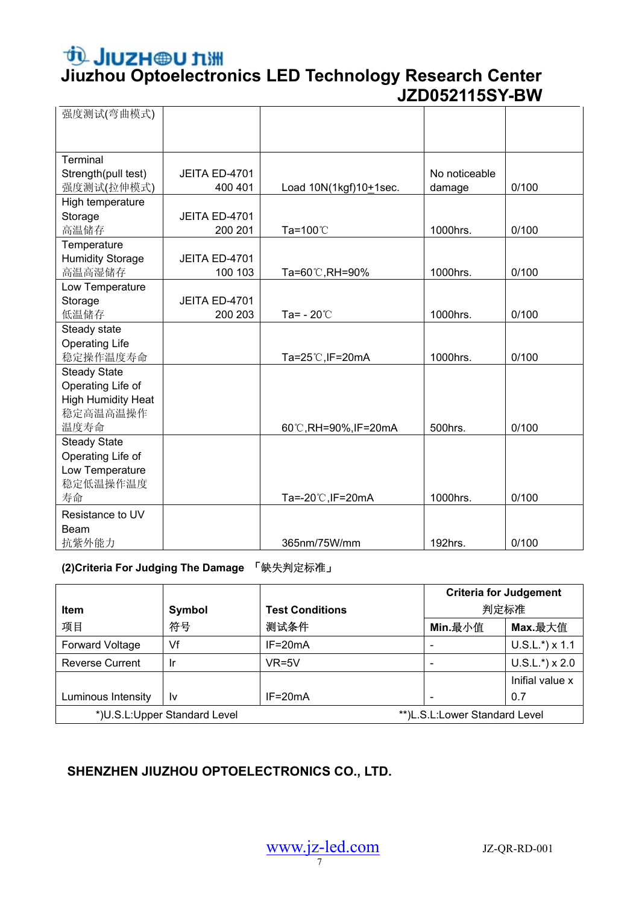| 强度测试(弯曲模式) | | | | |
|---|---|---|---|---|
| Terminal Strength(pull test) 强度测试(拉伸模式) | JEITA ED-4701 400 401 | Load 10N(1kgf)10±1sec. | No noticeable damage | 0/100 |
| High temperature Storage 高温储存 | JEITA ED-4701 200 201 | Ta=100℃ | 1000hrs. | 0/100 |
| Temperature Humidity Storage 高温高湿储存 | JEITA ED-4701 100 103 | Ta=60℃,RH=90% | 1000hrs. | 0/100 |
| Low Temperature Storage 低温储存 | JEITA ED-4701 200 203 | Ta= - 20℃ | 1000hrs. | 0/100 |
| Steady state Operating Life 稳定操作温度寿命 | | Ta=25℃,IF=20mA | 1000hrs. | 0/100 |
| Steady State Operating Life of High Humidity Heat 稳定高温高温操作温度寿命 | | 60℃,RH=90%,IF=20mA | 500hrs. | 0/100 |
| Steady State Operating Life of Low Temperature 稳定低温操作温度寿命 | | Ta=-20℃,IF=20mA | 1000hrs. | 0/100 |
| Resistance to UV Beam 抗紫外能力 | | 365nm/75W/mm | 192hrs. | 0/100 |

**(2)Criteria For Judging The Damage** 「缺失判定标准」

| Item 项目 | Symbol 符号 | Test Conditions 测试条件 | Criteria for Judgement 判定标准 | |
|---|---|---|---|---|
| | | | Min.最小值 | Max.最大值 |
| Forward Voltage | Vf | IF=20mA | - | U.S.L.*) x 1.1 |
| Reverse Current | Ir | VR=5V | - | U.S.L.*) x 2.0 |
| Luminous Intensity | Iv | IF=20mA | - | Inifial value x 0.7 |
| *)U.S.L:Upper Standard Level | | | **)L.S.L:Lower Standard Level | |

**SHENZHEN JIUZHOU OPTOELECTRONICS CO., LTD.**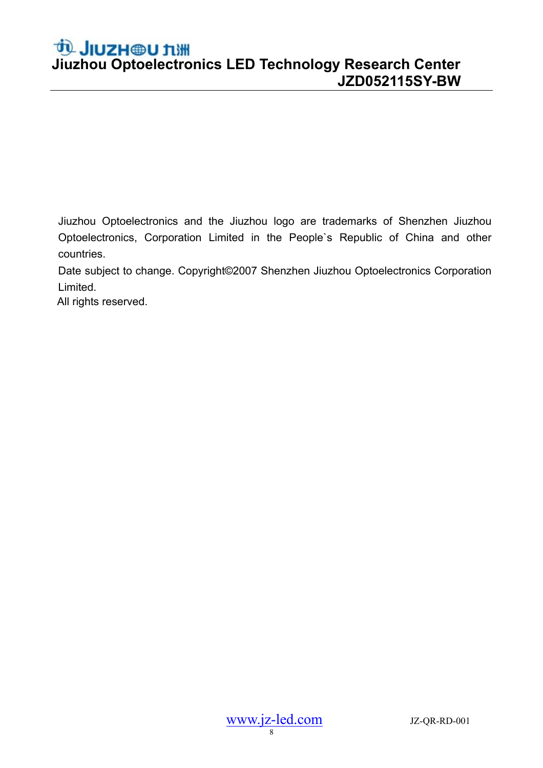Jiuzhou Optoelectronics and the Jiuzhou logo are trademarks of Shenzhen Jiuzhou Optoelectronics, Corporation Limited in the People`s Republic of China and other countries.

Date subject to change. Copyright©2007 Shenzhen Jiuzhou Optoelectronics Corporation Limited.

All rights reserved.